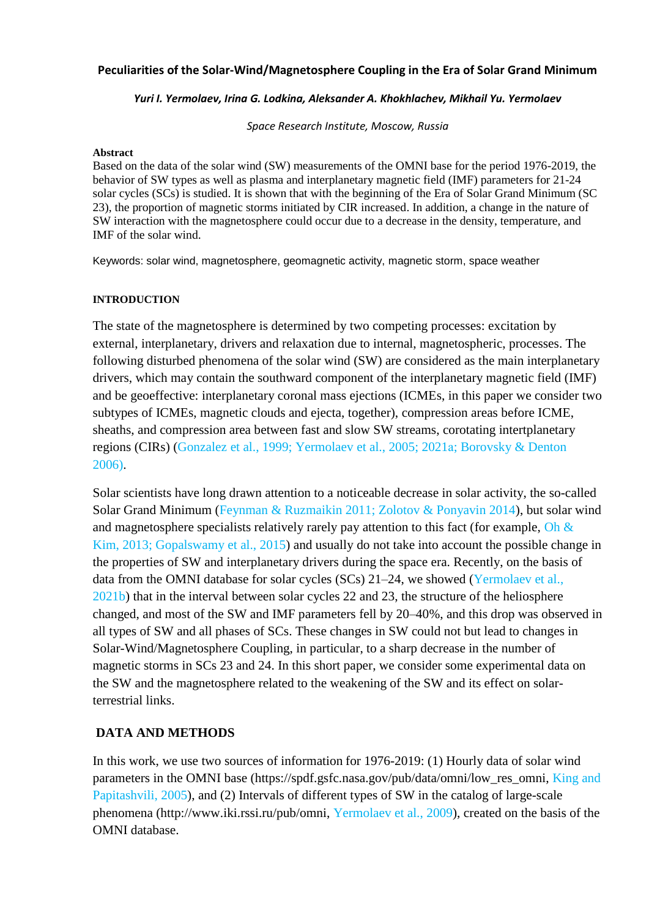# Peculiarities of the Solar-Wind/Magnetosphere Coupling in the Era of Solar Grand Minimum

***Yuri I. Yermolaev, Irina G. Lodkina, Aleksander A. Khokhlachev, Mikhail Yu. Yermolaev***

*Space Research Institute, Moscow, Russia*

**Abstract**

Based on the data of the solar wind (SW) measurements of the OMNI base for the period 1976-2019, the behavior of SW types as well as plasma and interplanetary magnetic field (IMF) parameters for 21-24 solar cycles (SCs) is studied. It is shown that with the beginning of the Era of Solar Grand Minimum (SC 23), the proportion of magnetic storms initiated by CIR increased. In addition, a change in the nature of SW interaction with the magnetosphere could occur due to a decrease in the density, temperature, and IMF of the solar wind.

Keywords: solar wind, magnetosphere, geomagnetic activity, magnetic storm, space weather

## INTRODUCTION

The state of the magnetosphere is determined by two competing processes: excitation by external, interplanetary, drivers and relaxation due to internal, magnetospheric, processes. The following disturbed phenomena of the solar wind (SW) are considered as the main interplanetary drivers, which may contain the southward component of the interplanetary magnetic field (IMF) and be geoeffective: interplanetary coronal mass ejections (ICMEs, in this paper we consider two subtypes of ICMEs, magnetic clouds and ejecta, together), compression areas before ICME, sheaths, and compression area between fast and slow SW streams, corotating intertplanetary regions (CIRs) (Gonzalez et al., 1999; Yermolaev et al., 2005; 2021a; Borovsky & Denton 2006).

Solar scientists have long drawn attention to a noticeable decrease in solar activity, the so-called Solar Grand Minimum (Feynman & Ruzmaikin 2011; Zolotov & Ponyavin 2014), but solar wind and magnetosphere specialists relatively rarely pay attention to this fact (for example, Oh & Kim, 2013; Gopalswamy et al., 2015) and usually do not take into account the possible change in the properties of SW and interplanetary drivers during the space era. Recently, on the basis of data from the OMNI database for solar cycles (SCs) 21–24, we showed (Yermolaev et al., 2021b) that in the interval between solar cycles 22 and 23, the structure of the heliosphere changed, and most of the SW and IMF parameters fell by 20–40%, and this drop was observed in all types of SW and all phases of SCs. These changes in SW could not but lead to changes in Solar-Wind/Magnetosphere Coupling, in particular, to a sharp decrease in the number of magnetic storms in SCs 23 and 24. In this short paper, we consider some experimental data on the SW and the magnetosphere related to the weakening of the SW and its effect on solar-terrestrial links.

## DATA AND METHODS

In this work, we use two sources of information for 1976-2019: (1) Hourly data of solar wind parameters in the OMNI base (https://spdf.gsfc.nasa.gov/pub/data/omni/low_res_omni, King and Papitashvili, 2005), and (2) Intervals of different types of SW in the catalog of large-scale phenomena (http://www.iki.rssi.ru/pub/omni, Yermolaev et al., 2009), created on the basis of the OMNI database.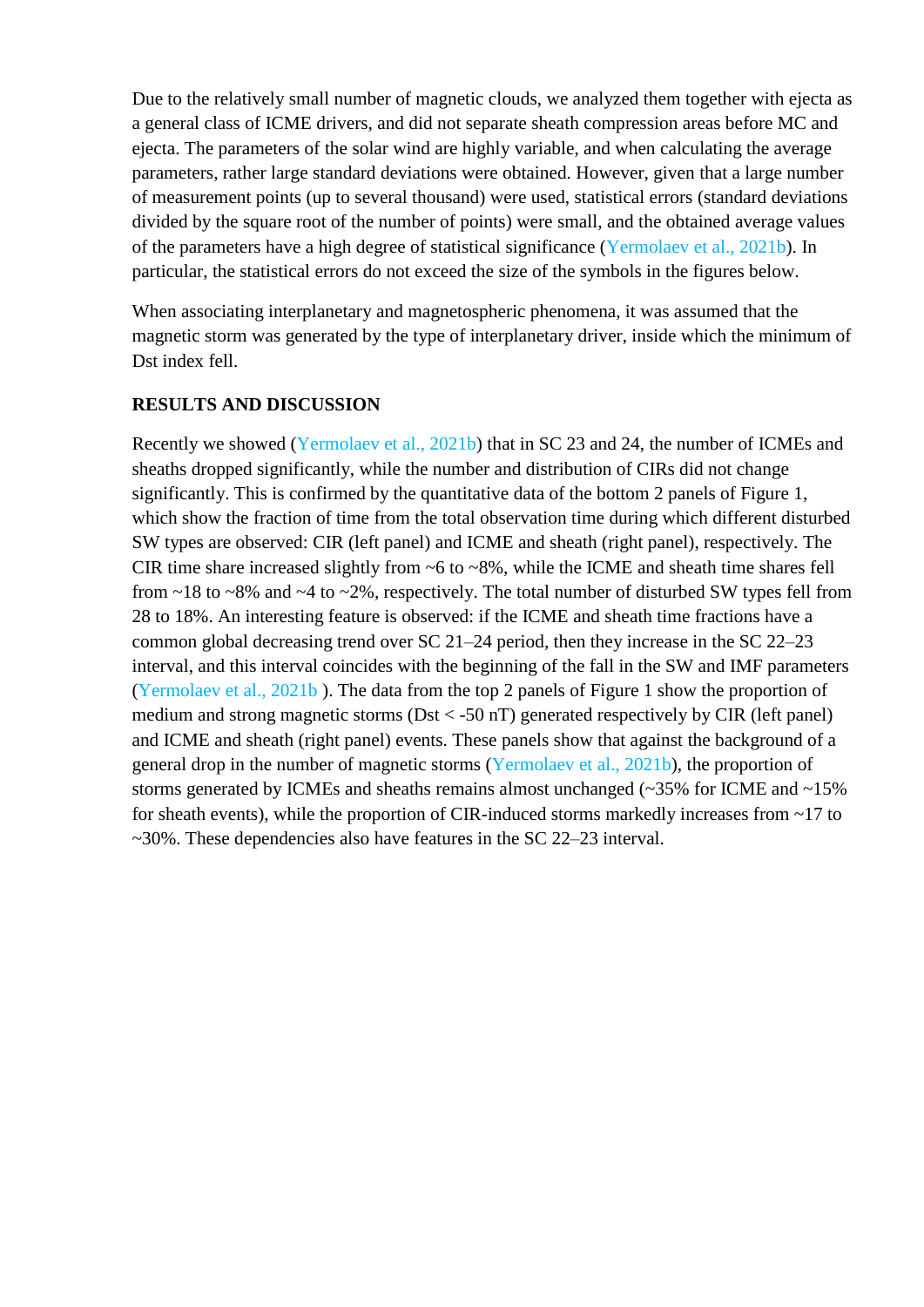Due to the relatively small number of magnetic clouds, we analyzed them together with ejecta as a general class of ICME drivers, and did not separate sheath compression areas before MC and ejecta. The parameters of the solar wind are highly variable, and when calculating the average parameters, rather large standard deviations were obtained. However, given that a large number of measurement points (up to several thousand) were used, statistical errors (standard deviations divided by the square root of the number of points) were small, and the obtained average values of the parameters have a high degree of statistical significance (Yermolaev et al., 2021b). In particular, the statistical errors do not exceed the size of the symbols in the figures below.

When associating interplanetary and magnetospheric phenomena, it was assumed that the magnetic storm was generated by the type of interplanetary driver, inside which the minimum of Dst index fell.

## RESULTS AND DISCUSSION

Recently we showed (Yermolaev et al., 2021b) that in SC 23 and 24, the number of ICMEs and sheaths dropped significantly, while the number and distribution of CIRs did not change significantly. This is confirmed by the quantitative data of the bottom 2 panels of Figure 1, which show the fraction of time from the total observation time during which different disturbed SW types are observed: CIR (left panel) and ICME and sheath (right panel), respectively. The CIR time share increased slightly from ~6 to ~8%, while the ICME and sheath time shares fell from ~18 to ~8% and ~4 to ~2%, respectively. The total number of disturbed SW types fell from 28 to 18%. An interesting feature is observed: if the ICME and sheath time fractions have a common global decreasing trend over SC 21–24 period, then they increase in the SC 22–23 interval, and this interval coincides with the beginning of the fall in the SW and IMF parameters (Yermolaev et al., 2021b ). The data from the top 2 panels of Figure 1 show the proportion of medium and strong magnetic storms (Dst < -50 nT) generated respectively by CIR (left panel) and ICME and sheath (right panel) events. These panels show that against the background of a general drop in the number of magnetic storms (Yermolaev et al., 2021b), the proportion of storms generated by ICMEs and sheaths remains almost unchanged (~35% for ICME and ~15% for sheath events), while the proportion of CIR-induced storms markedly increases from ~17 to ~30%. These dependencies also have features in the SC 22–23 interval.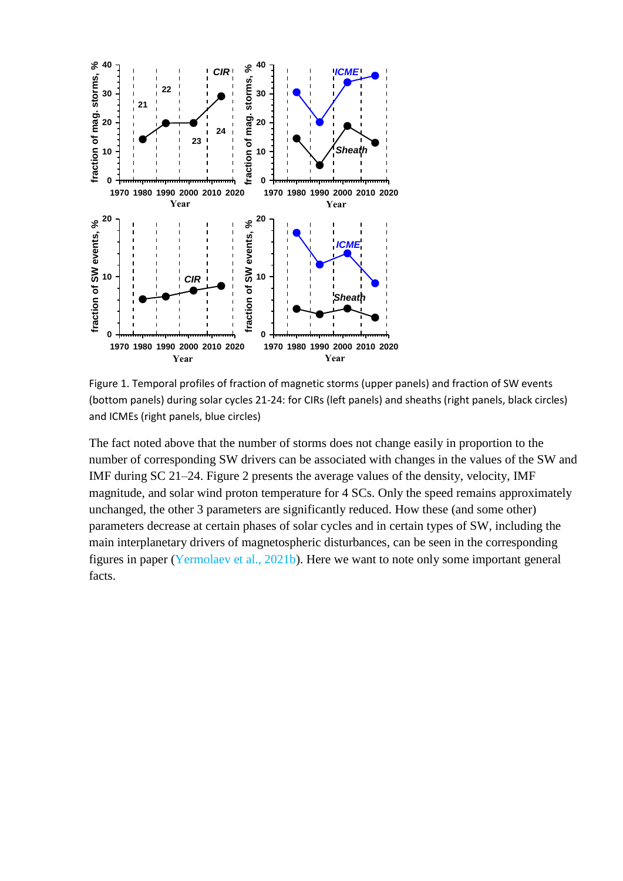Figure 1. Temporal profiles of fraction of magnetic storms (upper panels) and fraction of SW events (bottom panels) during solar cycles 21-24: for CIRs (left panels) and sheaths (right panels, black circles) and ICMEs (right panels, blue circles)

The fact noted above that the number of storms does not change easily in proportion to the number of corresponding SW drivers can be associated with changes in the values of the SW and IMF during SC 21–24. Figure 2 presents the average values of the density, velocity, IMF magnitude, and solar wind proton temperature for 4 SCs. Only the speed remains approximately unchanged, the other 3 parameters are significantly reduced. How these (and some other) parameters decrease at certain phases of solar cycles and in certain types of SW, including the main interplanetary drivers of magnetospheric disturbances, can be seen in the corresponding figures in paper (Yermolaev et al., 2021b). Here we want to note only some important general facts.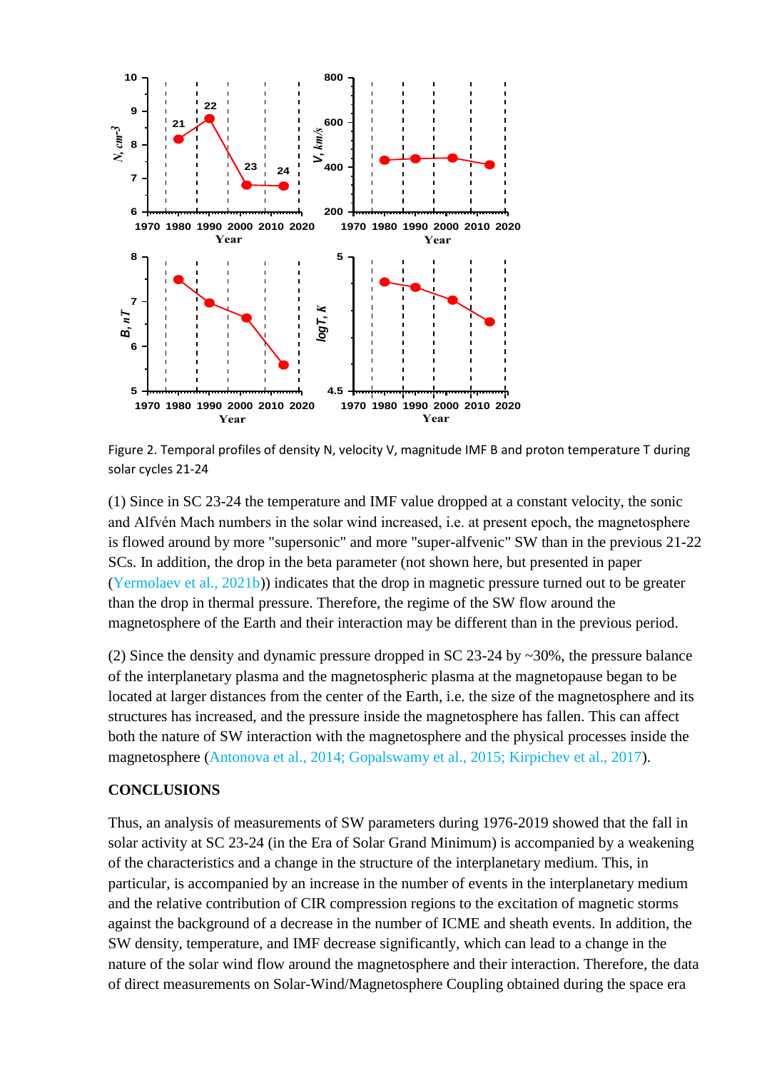Figure 2. Temporal profiles of density N, velocity V, magnitude IMF B and proton temperature T during solar cycles 21-24

(1) Since in SC 23-24 the temperature and IMF value dropped at a constant velocity, the sonic and Alfvén Mach numbers in the solar wind increased, i.e. at present epoch, the magnetosphere is flowed around by more "supersonic" and more "super-alfvenic" SW than in the previous 21-22 SCs. In addition, the drop in the beta parameter (not shown here, but presented in paper (Yermolaev et al., 2021b)) indicates that the drop in magnetic pressure turned out to be greater than the drop in thermal pressure. Therefore, the regime of the SW flow around the magnetosphere of the Earth and their interaction may be different than in the previous period.

(2) Since the density and dynamic pressure dropped in SC 23-24 by ~30%, the pressure balance of the interplanetary plasma and the magnetospheric plasma at the magnetopause began to be located at larger distances from the center of the Earth, i.e. the size of the magnetosphere and its structures has increased, and the pressure inside the magnetosphere has fallen. This can affect both the nature of SW interaction with the magnetosphere and the physical processes inside the magnetosphere (Antonova et al., 2014; Gopalswamy et al., 2015; Kirpichev et al., 2017).

## CONCLUSIONS

Thus, an analysis of measurements of SW parameters during 1976-2019 showed that the fall in solar activity at SC 23-24 (in the Era of Solar Grand Minimum) is accompanied by a weakening of the characteristics and a change in the structure of the interplanetary medium. This, in particular, is accompanied by an increase in the number of events in the interplanetary medium and the relative contribution of CIR compression regions to the excitation of magnetic storms against the background of a decrease in the number of ICME and sheath events. In addition, the SW density, temperature, and IMF decrease significantly, which can lead to a change in the nature of the solar wind flow around the magnetosphere and their interaction. Therefore, the data of direct measurements on Solar-Wind/Magnetosphere Coupling obtained during the space era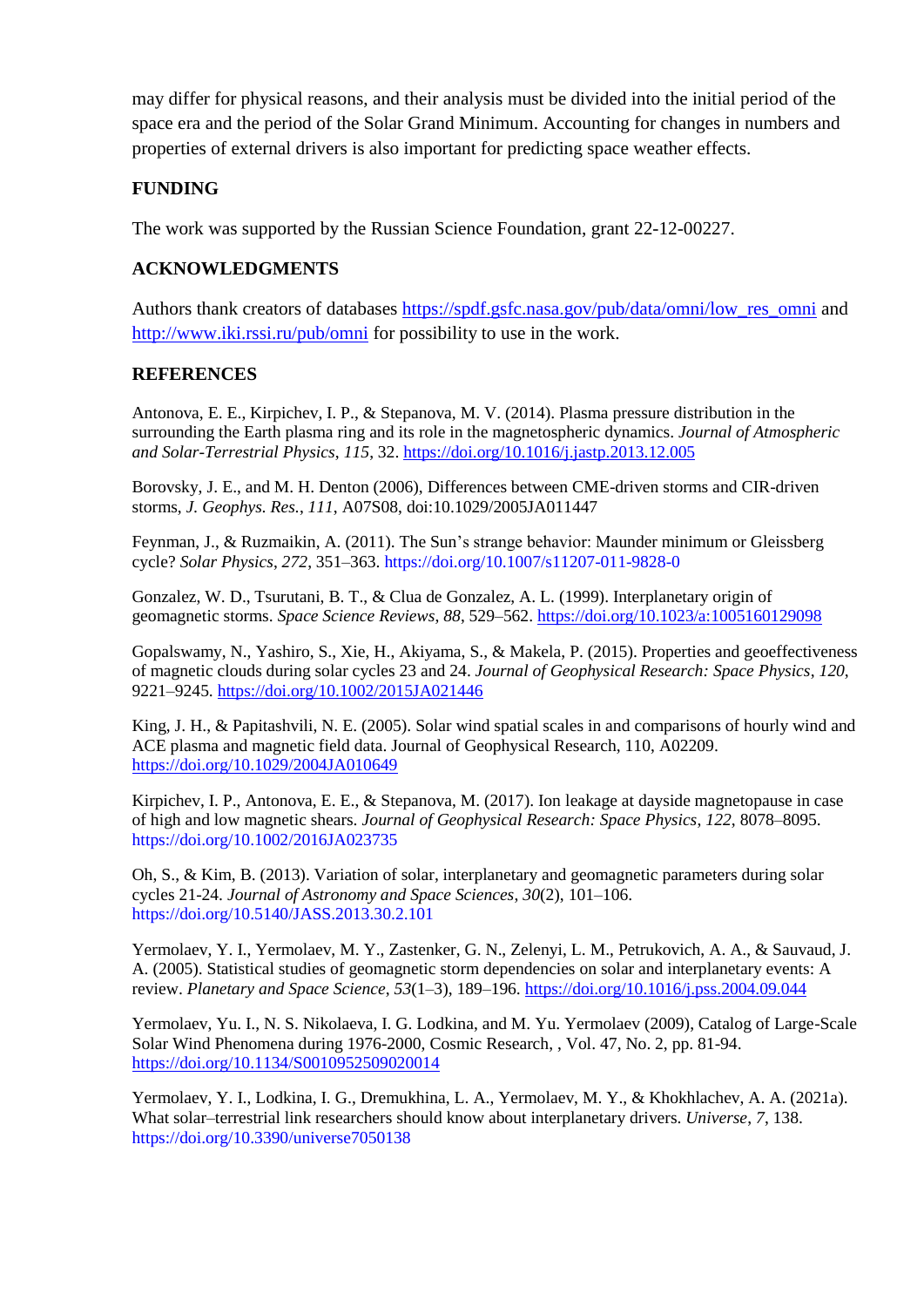may differ for physical reasons, and their analysis must be divided into the initial period of the space era and the period of the Solar Grand Minimum. Accounting for changes in numbers and properties of external drivers is also important for predicting space weather effects.

## FUNDING

The work was supported by the Russian Science Foundation, grant 22-12-00227.

## ACKNOWLEDGMENTS

Authors thank creators of databases https://spdf.gsfc.nasa.gov/pub/data/omni/low_res_omni and http://www.iki.rssi.ru/pub/omni for possibility to use in the work.

## REFERENCES

Antonova, E. E., Kirpichev, I. P., & Stepanova, M. V. (2014). Plasma pressure distribution in the surrounding the Earth plasma ring and its role in the magnetospheric dynamics. *Journal of Atmospheric and Solar-Terrestrial Physics*, *115*, 32. https://doi.org/10.1016/j.jastp.2013.12.005

Borovsky, J. E., and M. H. Denton (2006), Differences between CME-driven storms and CIR-driven storms, *J. Geophys. Res.*, *111*, A07S08, doi:10.1029/2005JA011447

Feynman, J., & Ruzmaikin, A. (2011). The Sun's strange behavior: Maunder minimum or Gleissberg cycle? *Solar Physics*, *272*, 351–363. https://doi.org/10.1007/s11207-011-9828-0

Gonzalez, W. D., Tsurutani, B. T., & Clua de Gonzalez, A. L. (1999). Interplanetary origin of geomagnetic storms. *Space Science Reviews*, *88*, 529–562. https://doi.org/10.1023/a:1005160129098

Gopalswamy, N., Yashiro, S., Xie, H., Akiyama, S., & Makela, P. (2015). Properties and geoeffectiveness of magnetic clouds during solar cycles 23 and 24. *Journal of Geophysical Research: Space Physics*, *120*, 9221–9245. https://doi.org/10.1002/2015JA021446

King, J. H., & Papitashvili, N. E. (2005). Solar wind spatial scales in and comparisons of hourly wind and ACE plasma and magnetic field data. Journal of Geophysical Research, 110, A02209. https://doi.org/10.1029/2004JA010649

Kirpichev, I. P., Antonova, E. E., & Stepanova, M. (2017). Ion leakage at dayside magnetopause in case of high and low magnetic shears. *Journal of Geophysical Research: Space Physics*, *122*, 8078–8095. https://doi.org/10.1002/2016JA023735

Oh, S., & Kim, B. (2013). Variation of solar, interplanetary and geomagnetic parameters during solar cycles 21-24. *Journal of Astronomy and Space Sciences*, *30*(2), 101–106. https://doi.org/10.5140/JASS.2013.30.2.101

Yermolaev, Y. I., Yermolaev, M. Y., Zastenker, G. N., Zelenyi, L. M., Petrukovich, A. A., & Sauvaud, J. A. (2005). Statistical studies of geomagnetic storm dependencies on solar and interplanetary events: A review. *Planetary and Space Science*, *53*(1–3), 189–196. https://doi.org/10.1016/j.pss.2004.09.044

Yermolaev, Yu. I., N. S. Nikolaeva, I. G. Lodkina, and M. Yu. Yermolaev (2009), Catalog of Large-Scale Solar Wind Phenomena during 1976-2000, Cosmic Research, , Vol. 47, No. 2, pp. 81-94. https://doi.org/10.1134/S0010952509020014

Yermolaev, Y. I., Lodkina, I. G., Dremukhina, L. A., Yermolaev, M. Y., & Khokhlachev, A. A. (2021a). What solar–terrestrial link researchers should know about interplanetary drivers. *Universe*, *7*, 138. https://doi.org/10.3390/universe7050138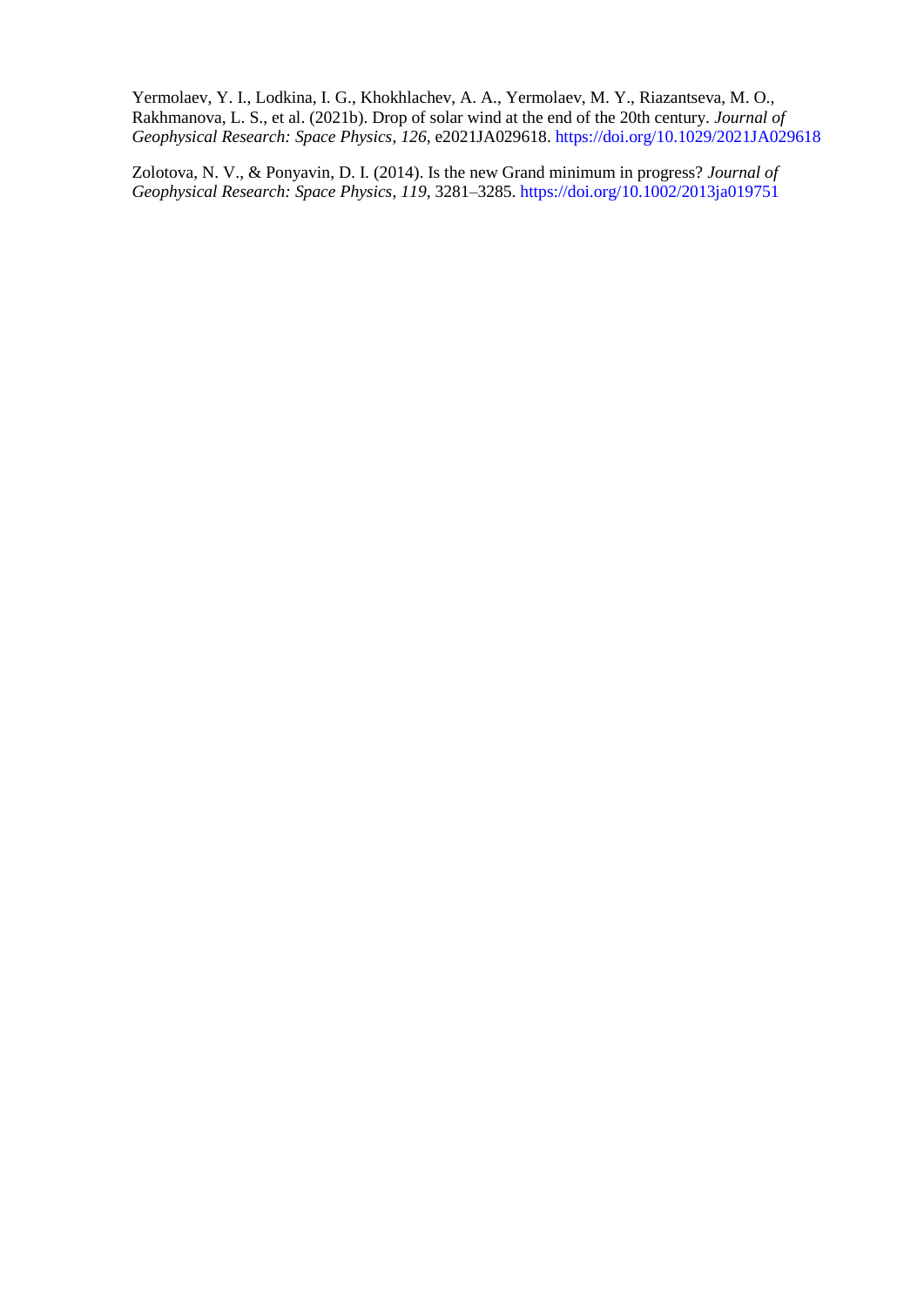Yermolaev, Y. I., Lodkina, I. G., Khokhlachev, A. A., Yermolaev, M. Y., Riazantseva, M. O., Rakhmanova, L. S., et al. (2021b). Drop of solar wind at the end of the 20th century. *Journal of Geophysical Research: Space Physics*, *126*, e2021JA029618. https://doi.org/10.1029/2021JA029618

Zolotova, N. V., & Ponyavin, D. I. (2014). Is the new Grand minimum in progress? *Journal of Geophysical Research: Space Physics*, *119*, 3281–3285. https://doi.org/10.1002/2013ja019751